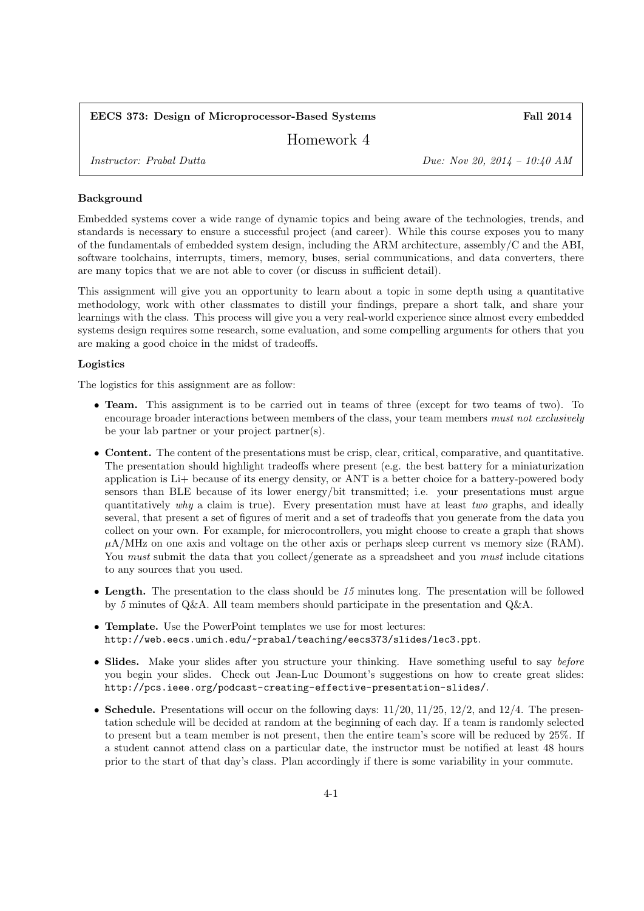**EECS 373: Design of Microprocessor-Based Systems** **Fall 2014**

# Homework 4

*Instructor: Prabal Dutta* *Due: Nov 20, 2014 – 10:40 AM*

### Background

Embedded systems cover a wide range of dynamic topics and being aware of the technologies, trends, and standards is necessary to ensure a successful project (and career). While this course exposes you to many of the fundamentals of embedded system design, including the ARM architecture, assembly/C and the ABI, software toolchains, interrupts, timers, memory, buses, serial communications, and data converters, there are many topics that we are not able to cover (or discuss in sufficient detail).

This assignment will give you an opportunity to learn about a topic in some depth using a quantitative methodology, work with other classmates to distill your findings, prepare a short talk, and share your learnings with the class. This process will give you a very real-world experience since almost every embedded systems design requires some research, some evaluation, and some compelling arguments for others that you are making a good choice in the midst of tradeoffs.

### Logistics

The logistics for this assignment are as follow:

- **Team.** This assignment is to be carried out in teams of three (except for two teams of two). To encourage broader interactions between members of the class, your team members *must not exclusively* be your lab partner or your project partner(s).
- **Content.** The content of the presentations must be crisp, clear, critical, comparative, and quantitative. The presentation should highlight tradeoffs where present (e.g. the best battery for a miniaturization application is Li+ because of its energy density, or ANT is a better choice for a battery-powered body sensors than BLE because of its lower energy/bit transmitted; i.e. your presentations must argue quantitatively *why* a claim is true). Every presentation must have at least *two* graphs, and ideally several, that present a set of figures of merit and a set of tradeoffs that you generate from the data you collect on your own. For example, for microcontrollers, you might choose to create a graph that shows $\mu$A/MHz on one axis and voltage on the other axis or perhaps sleep current vs memory size (RAM). You *must* submit the data that you collect/generate as a spreadsheet and you *must* include citations to any sources that you used.
- **Length.** The presentation to the class should be *15* minutes long. The presentation will be followed by *5* minutes of Q&A. All team members should participate in the presentation and Q&A.
- **Template.** Use the PowerPoint templates we use for most lectures: `http://web.eecs.umich.edu/~prabal/teaching/eecs373/slides/lec3.ppt`.
- **Slides.** Make your slides after you structure your thinking. Have something useful to say *before* you begin your slides. Check out Jean-Luc Doumont's suggestions on how to create great slides: `http://pcs.ieee.org/podcast-creating-effective-presentation-slides/`.
- **Schedule.** Presentations will occur on the following days: 11/20, 11/25, 12/2, and 12/4. The presentation schedule will be decided at random at the beginning of each day. If a team is randomly selected to present but a team member is not present, then the entire team's score will be reduced by 25%. If a student cannot attend class on a particular date, the instructor must be notified at least 48 hours prior to the start of that day's class. Plan accordingly if there is some variability in your commute.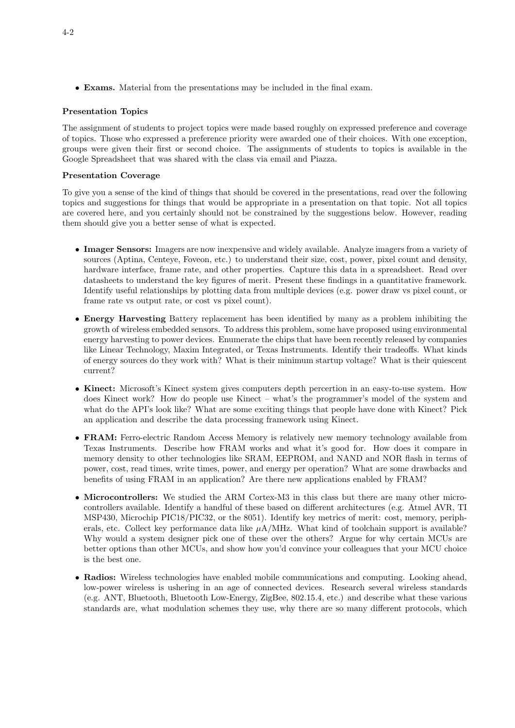- **Exams.** Material from the presentations may be included in the final exam.

**Presentation Topics**

The assignment of students to project topics were made based roughly on expressed preference and coverage of topics. Those who expressed a preference priority were awarded one of their choices. With one exception, groups were given their first or second choice. The assignments of students to topics is available in the Google Spreadsheet that was shared with the class via email and Piazza.

**Presentation Coverage**

To give you a sense of the kind of things that should be covered in the presentations, read over the following topics and suggestions for things that would be appropriate in a presentation on that topic. Not all topics are covered here, and you certainly should not be constrained by the suggestions below. However, reading them should give you a better sense of what is expected.

- **Imager Sensors:** Imagers are now inexpensive and widely available. Analyze imagers from a variety of sources (Aptina, Centeye, Foveon, etc.) to understand their size, cost, power, pixel count and density, hardware interface, frame rate, and other properties. Capture this data in a spreadsheet. Read over datasheets to understand the key figures of merit. Present these findings in a quantitative framework. Identify useful relationships by plotting data from multiple devices (e.g. power draw vs pixel count, or frame rate vs output rate, or cost vs pixel count).

- **Energy Harvesting** Battery replacement has been identified by many as a problem inhibiting the growth of wireless embedded sensors. To address this problem, some have proposed using environmental energy harvesting to power devices. Enumerate the chips that have been recently released by companies like Linear Technology, Maxim Integrated, or Texas Instruments. Identify their tradeoffs. What kinds of energy sources do they work with? What is their minimum startup voltage? What is their quiescent current?

- **Kinect:** Microsoft's Kinect system gives computers depth percertion in an easy-to-use system. How does Kinect work? How do people use Kinect – what's the programmer's model of the system and what do the API's look like? What are some exciting things that people have done with Kinect? Pick an application and describe the data processing framework using Kinect.

- **FRAM:** Ferro-electric Random Access Memory is relatively new memory technology available from Texas Instruments. Describe how FRAM works and what it's good for. How does it compare in memory density to other technologies like SRAM, EEPROM, and NAND and NOR flash in terms of power, cost, read times, write times, power, and energy per operation? What are some drawbacks and benefits of using FRAM in an application? Are there new applications enabled by FRAM?

- **Microcontrollers:** We studied the ARM Cortex-M3 in this class but there are many other microcontrollers available. Identify a handful of these based on different architectures (e.g. Atmel AVR, TI MSP430, Microchip PIC18/PIC32, or the 8051). Identify key metrics of merit: cost, memory, peripherals, etc. Collect key performance data like $\mu$A/MHz. What kind of toolchain support is available? Why would a system designer pick one of these over the others? Argue for why certain MCUs are better options than other MCUs, and show how you'd convince your colleagues that your MCU choice is the best one.

- **Radios:** Wireless technologies have enabled mobile communications and computing. Looking ahead, low-power wireless is ushering in an age of connected devices. Research several wireless standards (e.g. ANT, Bluetooth, Bluetooth Low-Energy, ZigBee, 802.15.4, etc.) and describe what these various standards are, what modulation schemes they use, why there are so many different protocols, which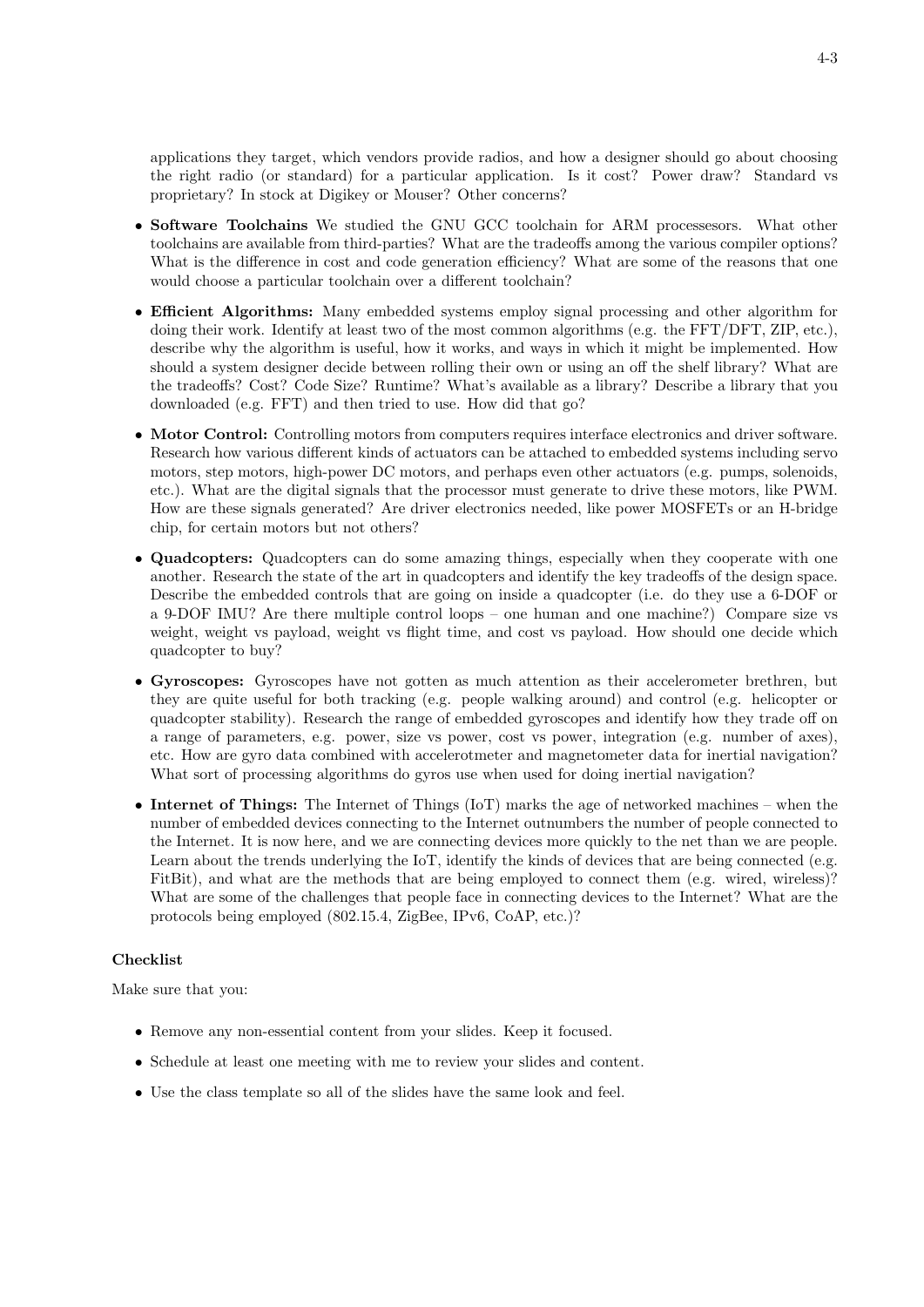applications they target, which vendors provide radios, and how a designer should go about choosing the right radio (or standard) for a particular application. Is it cost? Power draw? Standard vs proprietary? In stock at Digikey or Mouser? Other concerns?

- **Software Toolchains** We studied the GNU GCC toolchain for ARM processesors. What other toolchains are available from third-parties? What are the tradeoffs among the various compiler options? What is the difference in cost and code generation efficiency? What are some of the reasons that one would choose a particular toolchain over a different toolchain?

- **Efficient Algorithms:** Many embedded systems employ signal processing and other algorithm for doing their work. Identify at least two of the most common algorithms (e.g. the FFT/DFT, ZIP, etc.), describe why the algorithm is useful, how it works, and ways in which it might be implemented. How should a system designer decide between rolling their own or using an off the shelf library? What are the tradeoffs? Cost? Code Size? Runtime? What's available as a library? Describe a library that you downloaded (e.g. FFT) and then tried to use. How did that go?

- **Motor Control:** Controlling motors from computers requires interface electronics and driver software. Research how various different kinds of actuators can be attached to embedded systems including servo motors, step motors, high-power DC motors, and perhaps even other actuators (e.g. pumps, solenoids, etc.). What are the digital signals that the processor must generate to drive these motors, like PWM. How are these signals generated? Are driver electronics needed, like power MOSFETs or an H-bridge chip, for certain motors but not others?

- **Quadcopters:** Quadcopters can do some amazing things, especially when they cooperate with one another. Research the state of the art in quadcopters and identify the key tradeoffs of the design space. Describe the embedded controls that are going on inside a quadcopter (i.e. do they use a 6-DOF or a 9-DOF IMU? Are there multiple control loops – one human and one machine?) Compare size vs weight, weight vs payload, weight vs flight time, and cost vs payload. How should one decide which quadcopter to buy?

- **Gyroscopes:** Gyroscopes have not gotten as much attention as their accelerometer brethren, but they are quite useful for both tracking (e.g. people walking around) and control (e.g. helicopter or quadcopter stability). Research the range of embedded gyroscopes and identify how they trade off on a range of parameters, e.g. power, size vs power, cost vs power, integration (e.g. number of axes), etc. How are gyro data combined with accelerotmeter and magnetometer data for inertial navigation? What sort of processing algorithms do gyros use when used for doing inertial navigation?

- **Internet of Things:** The Internet of Things (IoT) marks the age of networked machines – when the number of embedded devices connecting to the Internet outnumbers the number of people connected to the Internet. It is now here, and we are connecting devices more quickly to the net than we are people. Learn about the trends underlying the IoT, identify the kinds of devices that are being connected (e.g. FitBit), and what are the methods that are being employed to connect them (e.g. wired, wireless)? What are some of the challenges that people face in connecting devices to the Internet? What are the protocols being employed (802.15.4, ZigBee, IPv6, CoAP, etc.)?

**Checklist**

Make sure that you:

- Remove any non-essential content from your slides. Keep it focused.
- Schedule at least one meeting with me to review your slides and content.
- Use the class template so all of the slides have the same look and feel.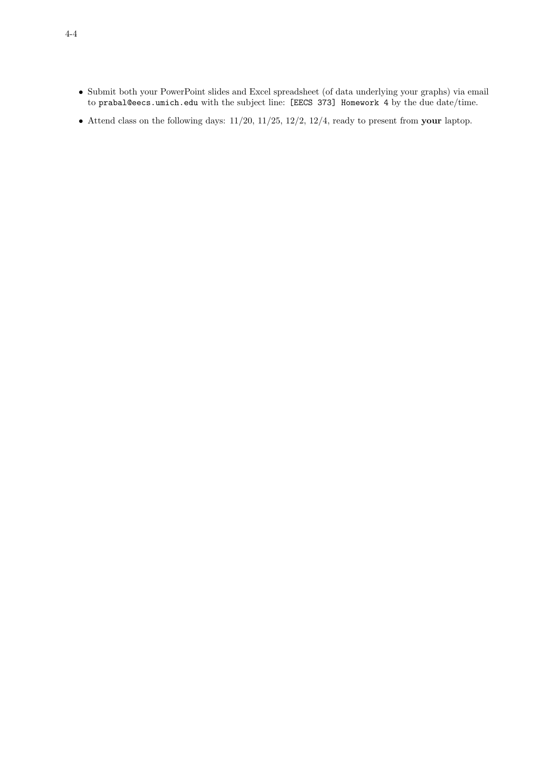- Submit both your PowerPoint slides and Excel spreadsheet (of data underlying your graphs) via email to `prabal@eecs.umich.edu` with the subject line: `[EECS 373] Homework 4` by the due date/time.
- Attend class on the following days: 11/20, 11/25, 12/2, 12/4, ready to present from **your** laptop.